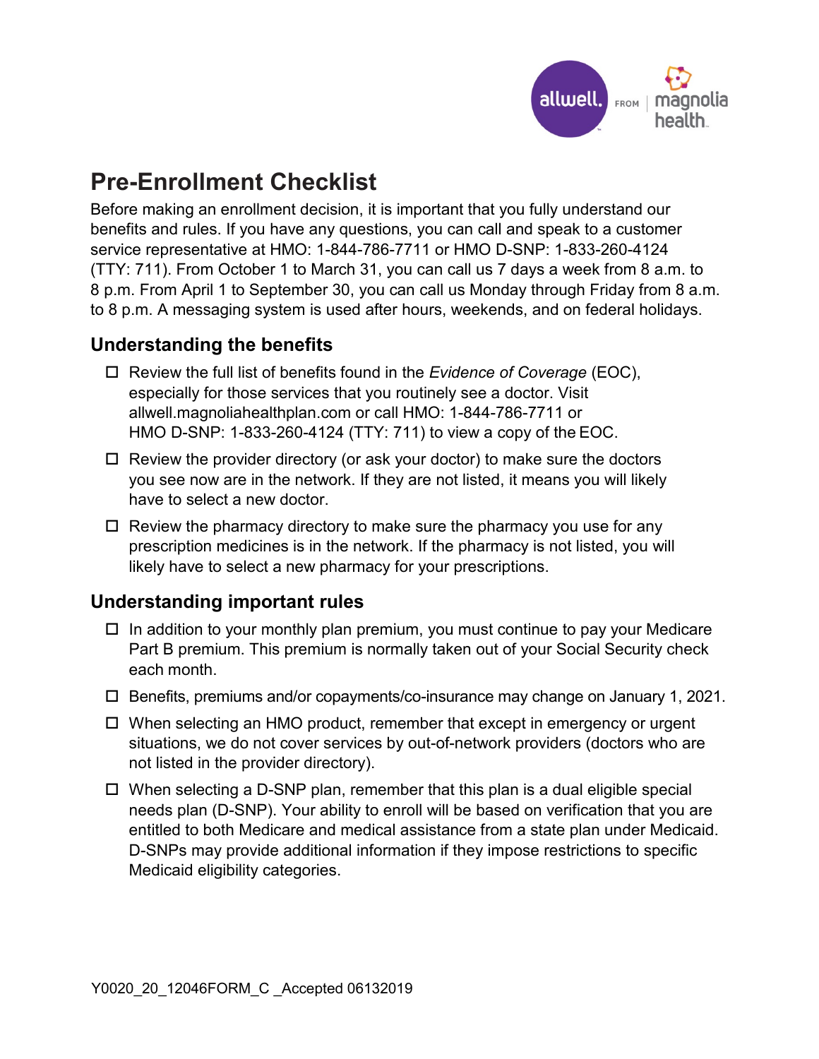# Pre-Enrollment Checklist

Before making an enrollment decision, it is important that you fully understand our benefits and rules. If you have any questions, you can call and speak to a customer service representative at HMO: 1-844-786-7711 or HMO D-SNP: 1-833-260-4124 (TTY: 711). From October 1 to March 31, you can call us 7 days a week from 8 a.m. to 8 p.m. From April 1 to September 30, you can call us Monday through Friday from 8 a.m. to 8 p.m. A messaging system is used after hours, weekends, and on federal holidays.

## Understanding the benefits

- ☐ Review the full list of benefits found in the *Evidence of Coverage* (EOC), especially for those services that you routinely see a doctor. Visit allwell.magnoliahealthplan.com or call HMO: 1-844-786-7711 or HMO D-SNP: 1-833-260-4124 (TTY: 711) to view a copy of the EOC.
- ☐ Review the provider directory (or ask your doctor) to make sure the doctors you see now are in the network. If they are not listed, it means you will likely have to select a new doctor.
- ☐ Review the pharmacy directory to make sure the pharmacy you use for any prescription medicines is in the network. If the pharmacy is not listed, you will likely have to select a new pharmacy for your prescriptions.

## Understanding important rules

- ☐ In addition to your monthly plan premium, you must continue to pay your Medicare Part B premium. This premium is normally taken out of your Social Security check each month.
- ☐ Benefits, premiums and/or copayments/co-insurance may change on January 1, 2021.
- ☐ When selecting an HMO product, remember that except in emergency or urgent situations, we do not cover services by out-of-network providers (doctors who are not listed in the provider directory).
- ☐ When selecting a D-SNP plan, remember that this plan is a dual eligible special needs plan (D-SNP). Your ability to enroll will be based on verification that you are entitled to both Medicare and medical assistance from a state plan under Medicaid. D-SNPs may provide additional information if they impose restrictions to specific Medicaid eligibility categories.

Y0020_20_12046FORM_C _Accepted 06132019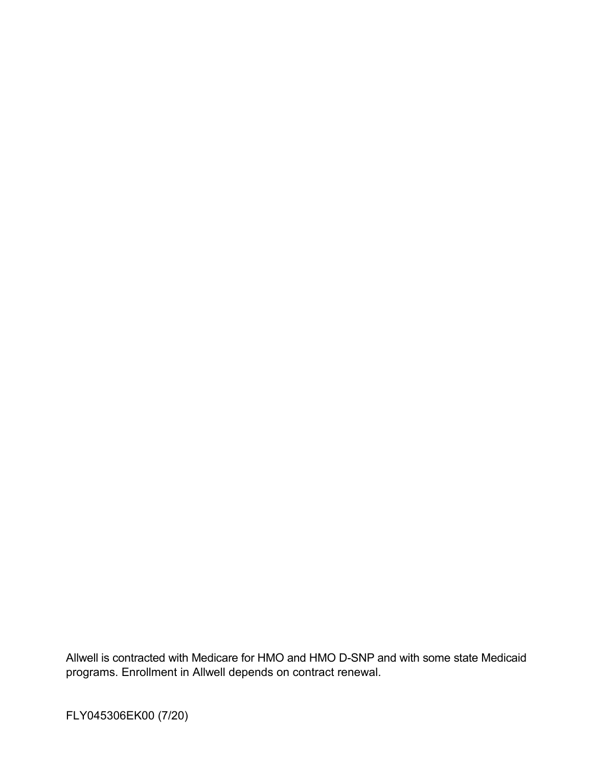Allwell is contracted with Medicare for HMO and HMO D-SNP and with some state Medicaid programs. Enrollment in Allwell depends on contract renewal.

FLY045306EK00 (7/20)